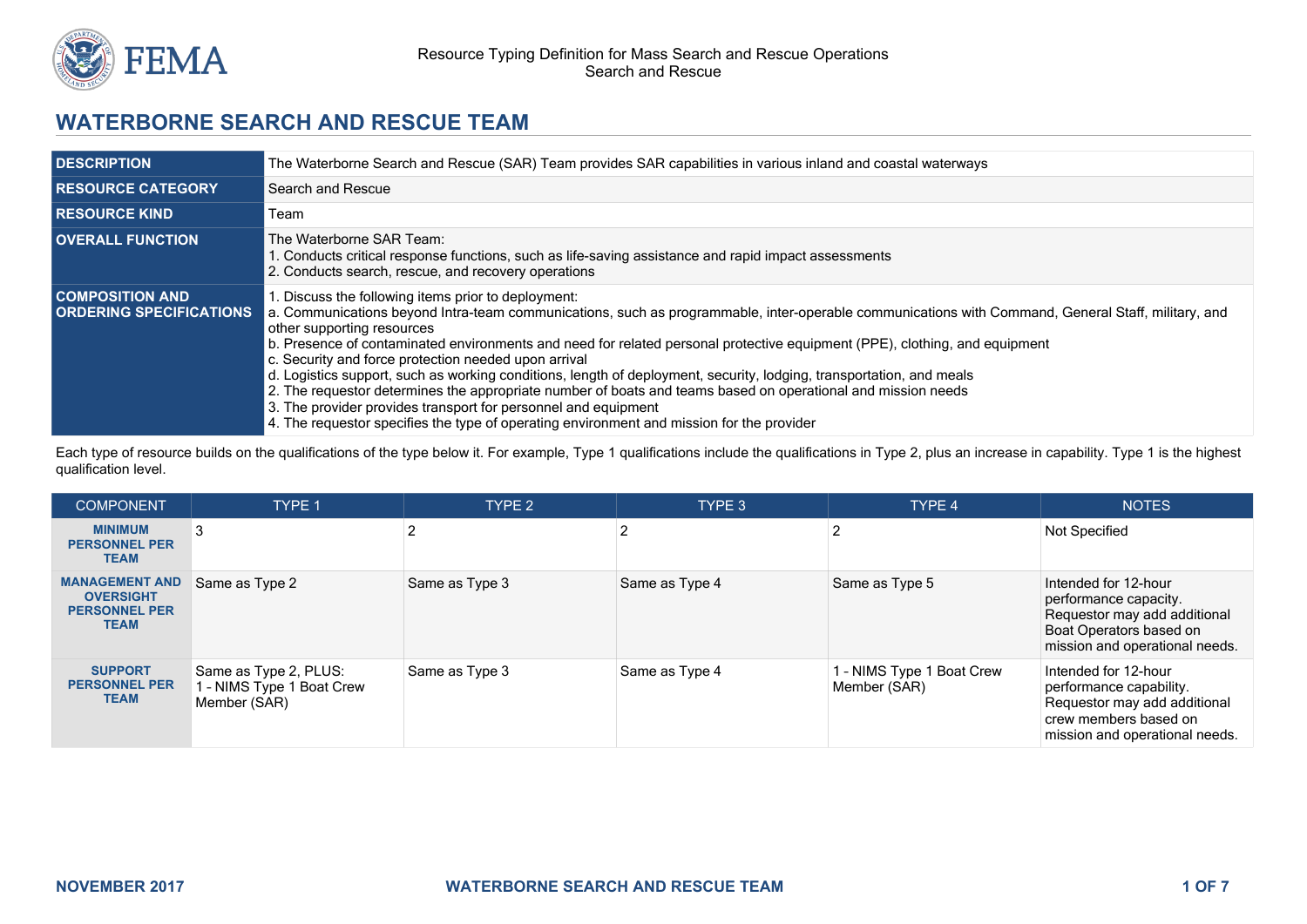# WATERBORNE SEARCH AND RESCUE TEAM

| | |
|---|---|
| **DESCRIPTION** | The Waterborne Search and Rescue (SAR) Team provides SAR capabilities in various inland and coastal waterways |
| **RESOURCE CATEGORY** | Search and Rescue |
| **RESOURCE KIND** | Team |
| **OVERALL FUNCTION** | The Waterborne SAR Team:<br>1. Conducts critical response functions, such as life-saving assistance and rapid impact assessments<br>2. Conducts search, rescue, and recovery operations |
| **COMPOSITION AND ORDERING SPECIFICATIONS** | 1. Discuss the following items prior to deployment:<br>a. Communications beyond Intra-team communications, such as programmable, inter-operable communications with Command, General Staff, military, and other supporting resources<br>b. Presence of contaminated environments and need for related personal protective equipment (PPE), clothing, and equipment<br>c. Security and force protection needed upon arrival<br>d. Logistics support, such as working conditions, length of deployment, security, lodging, transportation, and meals<br>2. The requestor determines the appropriate number of boats and teams based on operational and mission needs<br>3. The provider provides transport for personnel and equipment<br>4. The requestor specifies the type of operating environment and mission for the provider |

Each type of resource builds on the qualifications of the type below it. For example, Type 1 qualifications include the qualifications in Type 2, plus an increase in capability. Type 1 is the highest qualification level.

| COMPONENT | TYPE 1 | TYPE 2 | TYPE 3 | TYPE 4 | NOTES |
|---|---|---|---|---|---|
| **MINIMUM PERSONNEL PER TEAM** | 3 | 2 | 2 | 2 | Not Specified |
| **MANAGEMENT AND OVERSIGHT PERSONNEL PER TEAM** | Same as Type 2 | Same as Type 3 | Same as Type 4 | Same as Type 5 | Intended for 12-hour performance capacity. Requestor may add additional Boat Operators based on mission and operational needs. |
| **SUPPORT PERSONNEL PER TEAM** | Same as Type 2, PLUS:<br>1 - NIMS Type 1 Boat Crew Member (SAR) | Same as Type 3 | Same as Type 4 | 1 - NIMS Type 1 Boat Crew Member (SAR) | Intended for 12-hour performance capability. Requestor may add additional crew members based on mission and operational needs. |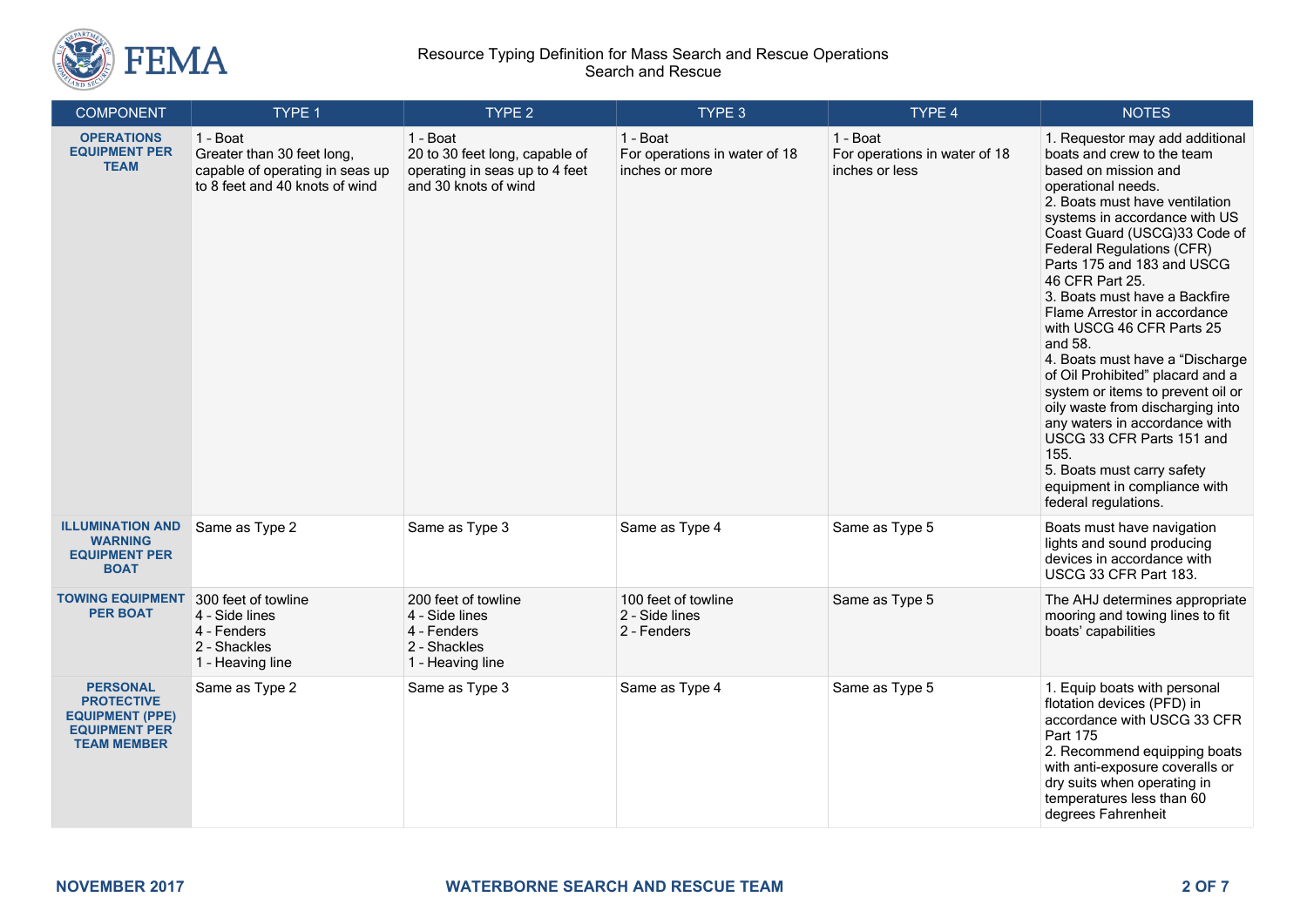| COMPONENT | TYPE 1 | TYPE 2 | TYPE 3 | TYPE 4 | NOTES |
|---|---|---|---|---|---|
| **OPERATIONS EQUIPMENT PER TEAM** | 1 - Boat<br>Greater than 30 feet long, capable of operating in seas up to 8 feet and 40 knots of wind | 1 - Boat<br>20 to 30 feet long, capable of operating in seas up to 4 feet and 30 knots of wind | 1 - Boat<br>For operations in water of 18 inches or more | 1 - Boat<br>For operations in water of 18 inches or less | 1. Requestor may add additional boats and crew to the team based on mission and operational needs.<br>2. Boats must have ventilation systems in accordance with US Coast Guard (USCG)33 Code of Federal Regulations (CFR) Parts 175 and 183 and USCG 46 CFR Part 25.<br>3. Boats must have a Backfire Flame Arrestor in accordance with USCG 46 CFR Parts 25 and 58.<br>4. Boats must have a "Discharge of Oil Prohibited" placard and a system or items to prevent oil or oily waste from discharging into any waters in accordance with USCG 33 CFR Parts 151 and 155.<br>5. Boats must carry safety equipment in compliance with federal regulations. |
| **ILLUMINATION AND WARNING EQUIPMENT PER BOAT** | Same as Type 2 | Same as Type 3 | Same as Type 4 | Same as Type 5 | Boats must have navigation lights and sound producing devices in accordance with USCG 33 CFR Part 183. |
| **TOWING EQUIPMENT PER BOAT** | 300 feet of towline<br>4 - Side lines<br>4 - Fenders<br>2 - Shackles<br>1 - Heaving line | 200 feet of towline<br>4 - Side lines<br>4 - Fenders<br>2 - Shackles<br>1 - Heaving line | 100 feet of towline<br>2 - Side lines<br>2 - Fenders | Same as Type 5 | The AHJ determines appropriate mooring and towing lines to fit boats' capabilities |
| **PERSONAL PROTECTIVE EQUIPMENT (PPE) EQUIPMENT PER TEAM MEMBER** | Same as Type 2 | Same as Type 3 | Same as Type 4 | Same as Type 5 | 1. Equip boats with personal flotation devices (PFD) in accordance with USCG 33 CFR Part 175<br>2. Recommend equipping boats with anti-exposure coveralls or dry suits when operating in temperatures less than 60 degrees Fahrenheit |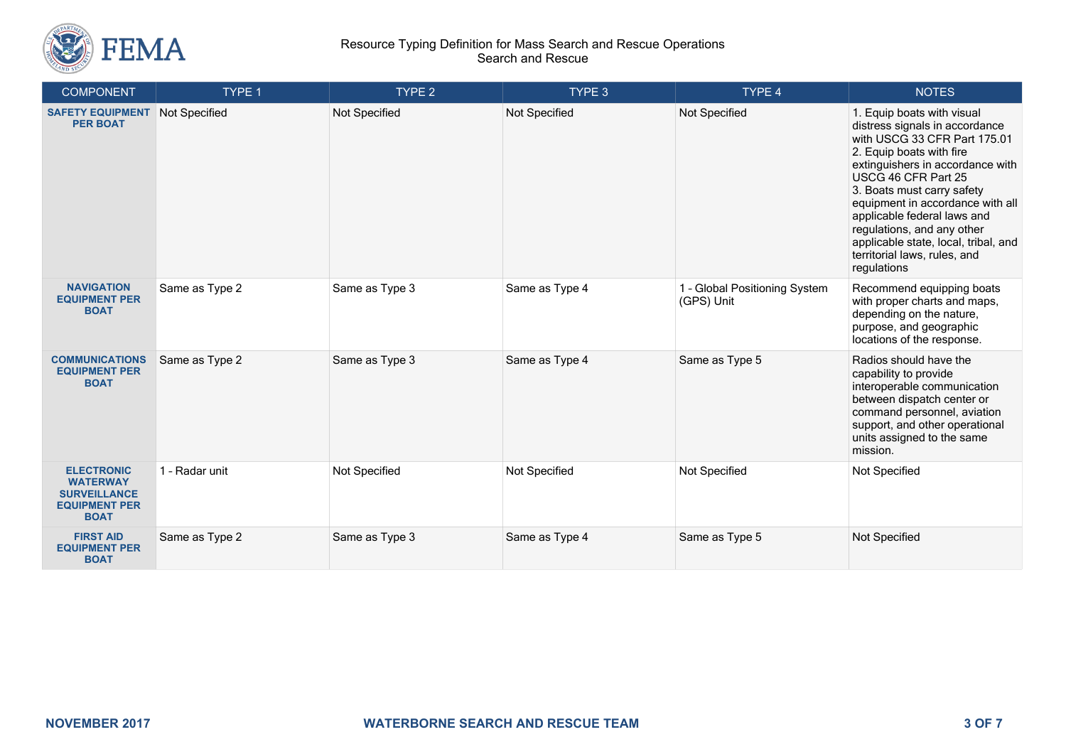| COMPONENT | TYPE 1 | TYPE 2 | TYPE 3 | TYPE 4 | NOTES |
|---|---|---|---|---|---|
| **SAFETY EQUIPMENT PER BOAT** | Not Specified | Not Specified | Not Specified | Not Specified | 1. Equip boats with visual distress signals in accordance with USCG 33 CFR Part 175.01<br>2. Equip boats with fire extinguishers in accordance with USCG 46 CFR Part 25<br>3. Boats must carry safety equipment in accordance with all applicable federal laws and regulations, and any other applicable state, local, tribal, and territorial laws, rules, and regulations |
| **NAVIGATION EQUIPMENT PER BOAT** | Same as Type 2 | Same as Type 3 | Same as Type 4 | 1 - Global Positioning System (GPS) Unit | Recommend equipping boats with proper charts and maps, depending on the nature, purpose, and geographic locations of the response. |
| **COMMUNICATIONS EQUIPMENT PER BOAT** | Same as Type 2 | Same as Type 3 | Same as Type 4 | Same as Type 5 | Radios should have the capability to provide interoperable communication between dispatch center or command personnel, aviation support, and other operational units assigned to the same mission. |
| **ELECTRONIC WATERWAY SURVEILLANCE EQUIPMENT PER BOAT** | 1 - Radar unit | Not Specified | Not Specified | Not Specified | Not Specified |
| **FIRST AID EQUIPMENT PER BOAT** | Same as Type 2 | Same as Type 3 | Same as Type 4 | Same as Type 5 | Not Specified |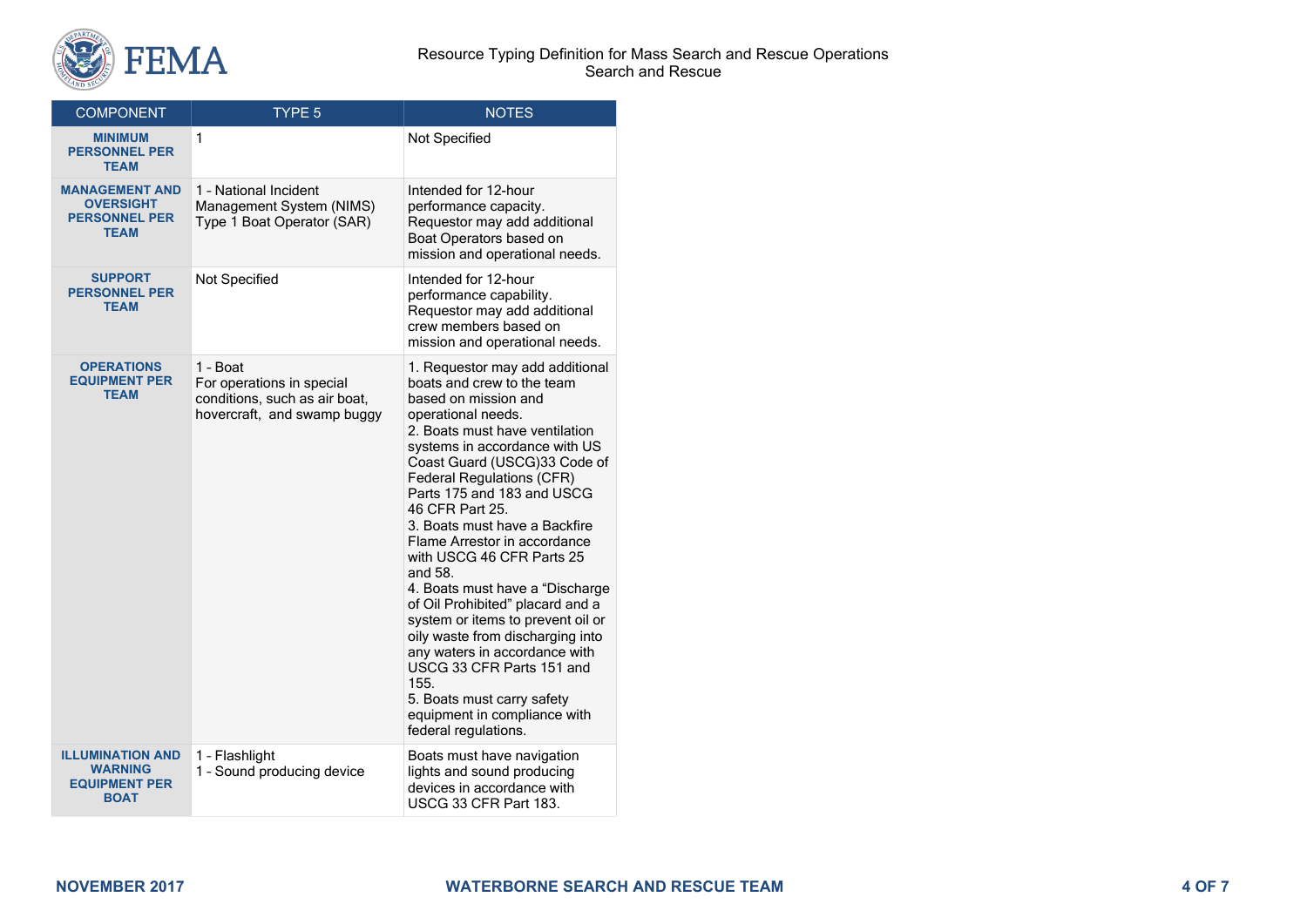| COMPONENT | TYPE 5 | NOTES |
|---|---|---|
| **MINIMUM PERSONNEL PER TEAM** | 1 | Not Specified |
| **MANAGEMENT AND OVERSIGHT PERSONNEL PER TEAM** | 1 - National Incident Management System (NIMS) Type 1 Boat Operator (SAR) | Intended for 12-hour performance capacity. Requestor may add additional Boat Operators based on mission and operational needs. |
| **SUPPORT PERSONNEL PER TEAM** | Not Specified | Intended for 12-hour performance capability. Requestor may add additional crew members based on mission and operational needs. |
| **OPERATIONS EQUIPMENT PER TEAM** | 1 - Boat<br>For operations in special conditions, such as air boat, hovercraft, and swamp buggy | 1. Requestor may add additional boats and crew to the team based on mission and operational needs.<br>2. Boats must have ventilation systems in accordance with US Coast Guard (USCG)33 Code of Federal Regulations (CFR) Parts 175 and 183 and USCG 46 CFR Part 25.<br>3. Boats must have a Backfire Flame Arrestor in accordance with USCG 46 CFR Parts 25 and 58.<br>4. Boats must have a "Discharge of Oil Prohibited" placard and a system or items to prevent oil or oily waste from discharging into any waters in accordance with USCG 33 CFR Parts 151 and 155.<br>5. Boats must carry safety equipment in compliance with federal regulations. |
| **ILLUMINATION AND WARNING EQUIPMENT PER BOAT** | 1 - Flashlight<br>1 - Sound producing device | Boats must have navigation lights and sound producing devices in accordance with USCG 33 CFR Part 183. |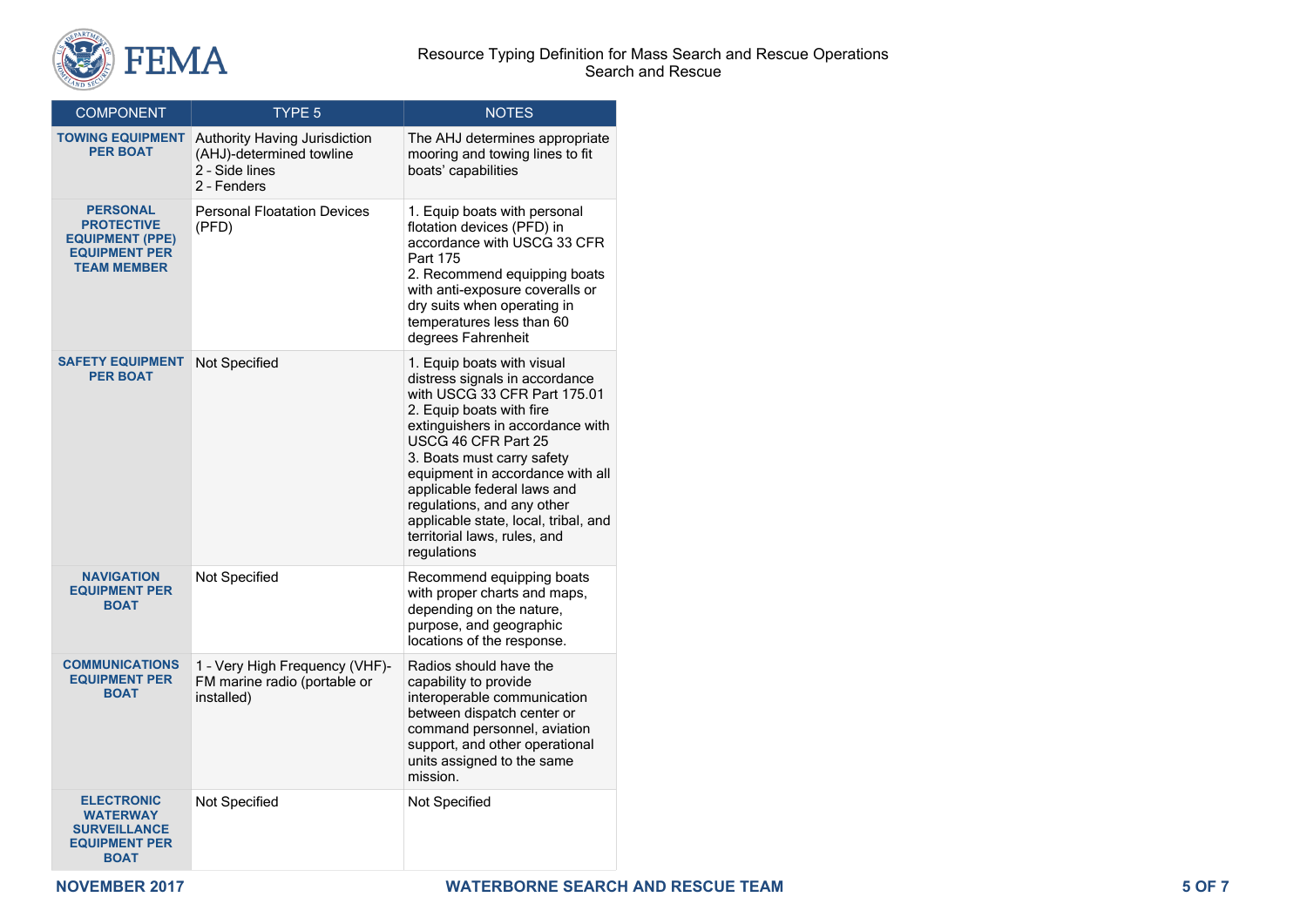| COMPONENT | TYPE 5 | NOTES |
|---|---|---|
| **TOWING EQUIPMENT PER BOAT** | Authority Having Jurisdiction (AHJ)-determined towline<br>2 - Side lines<br>2 - Fenders | The AHJ determines appropriate mooring and towing lines to fit boats' capabilities |
| **PERSONAL PROTECTIVE EQUIPMENT (PPE) EQUIPMENT PER TEAM MEMBER** | Personal Floatation Devices (PFD) | 1. Equip boats with personal flotation devices (PFD) in accordance with USCG 33 CFR Part 175<br>2. Recommend equipping boats with anti-exposure coveralls or dry suits when operating in temperatures less than 60 degrees Fahrenheit |
| **SAFETY EQUIPMENT PER BOAT** | Not Specified | 1. Equip boats with visual distress signals in accordance with USCG 33 CFR Part 175.01<br>2. Equip boats with fire extinguishers in accordance with USCG 46 CFR Part 25<br>3. Boats must carry safety equipment in accordance with all applicable federal laws and regulations, and any other applicable state, local, tribal, and territorial laws, rules, and regulations |
| **NAVIGATION EQUIPMENT PER BOAT** | Not Specified | Recommend equipping boats with proper charts and maps, depending on the nature, purpose, and geographic locations of the response. |
| **COMMUNICATIONS EQUIPMENT PER BOAT** | 1 - Very High Frequency (VHF)-FM marine radio (portable or installed) | Radios should have the capability to provide interoperable communication between dispatch center or command personnel, aviation support, and other operational units assigned to the same mission. |
| **ELECTRONIC WATERWAY SURVEILLANCE EQUIPMENT PER BOAT** | Not Specified | Not Specified |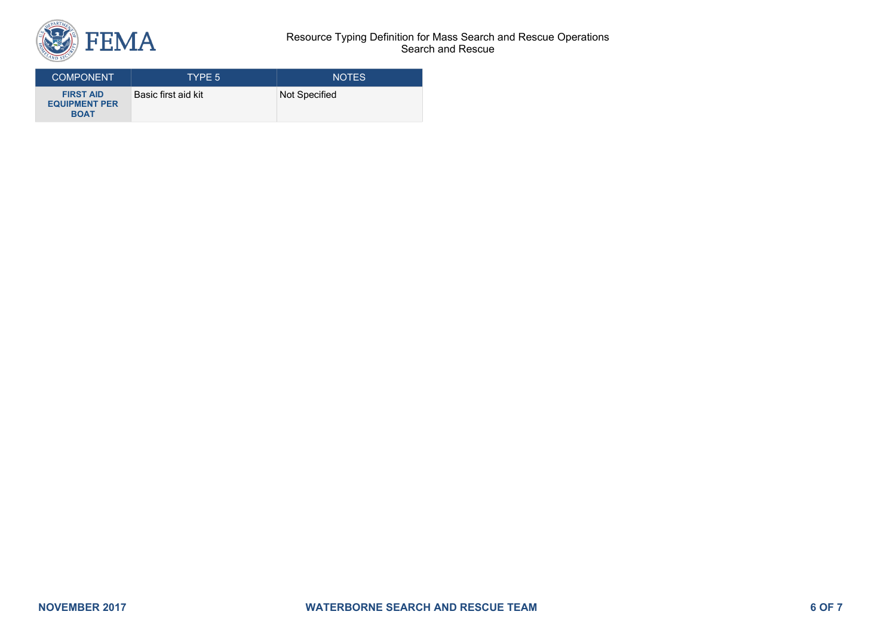| COMPONENT | TYPE 5 | NOTES |
| --- | --- | --- |
| **FIRST AID EQUIPMENT PER BOAT** | Basic first aid kit | Not Specified |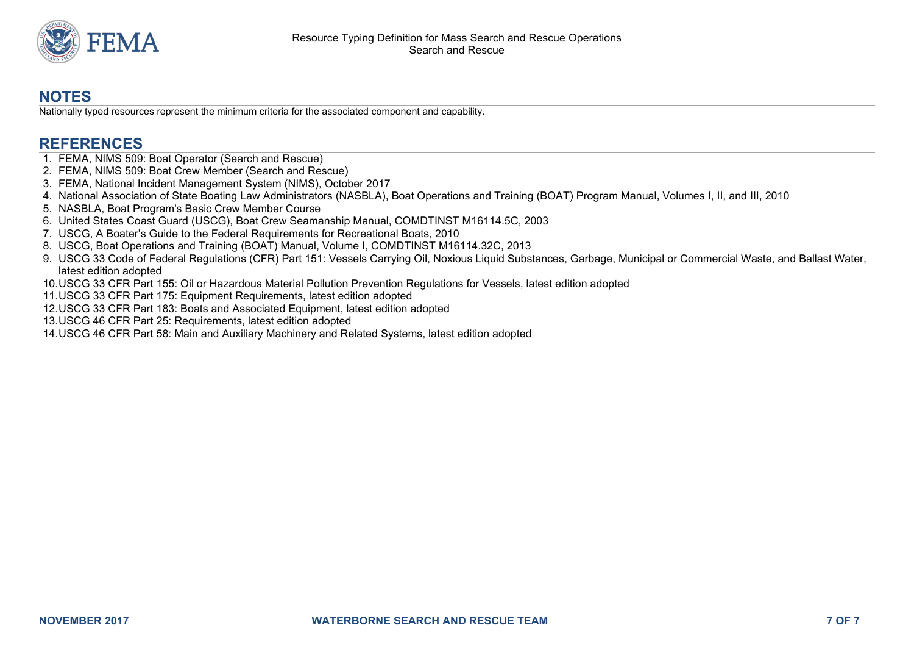## NOTES

Nationally typed resources represent the minimum criteria for the associated component and capability.

## REFERENCES

1. FEMA, NIMS 509: Boat Operator (Search and Rescue)
2. FEMA, NIMS 509: Boat Crew Member (Search and Rescue)
3. FEMA, National Incident Management System (NIMS), October 2017
4. National Association of State Boating Law Administrators (NASBLA), Boat Operations and Training (BOAT) Program Manual, Volumes I, II, and III, 2010
5. NASBLA, Boat Program's Basic Crew Member Course
6. United States Coast Guard (USCG), Boat Crew Seamanship Manual, COMDTINST M16114.5C, 2003
7. USCG, A Boater's Guide to the Federal Requirements for Recreational Boats, 2010
8. USCG, Boat Operations and Training (BOAT) Manual, Volume I, COMDTINST M16114.32C, 2013
9. USCG 33 Code of Federal Regulations (CFR) Part 151: Vessels Carrying Oil, Noxious Liquid Substances, Garbage, Municipal or Commercial Waste, and Ballast Water, latest edition adopted
10. USCG 33 CFR Part 155: Oil or Hazardous Material Pollution Prevention Regulations for Vessels, latest edition adopted
11. USCG 33 CFR Part 175: Equipment Requirements, latest edition adopted
12. USCG 33 CFR Part 183: Boats and Associated Equipment, latest edition adopted
13. USCG 46 CFR Part 25: Requirements, latest edition adopted
14. USCG 46 CFR Part 58: Main and Auxiliary Machinery and Related Systems, latest edition adopted